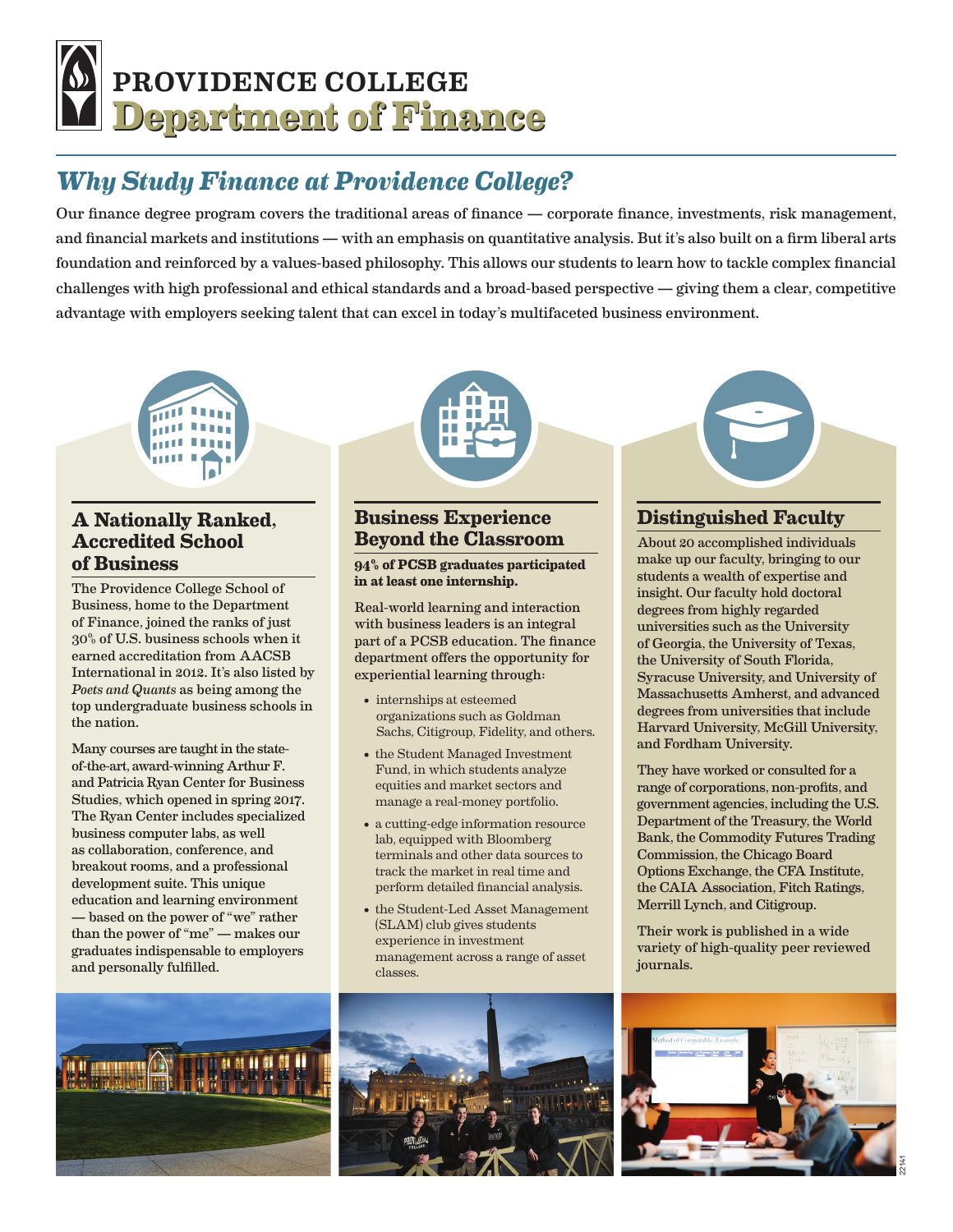# PROVIDENCE COLLEGE
# Department of Finance

## *Why Study Finance at Providence College?*

Our finance degree program covers the traditional areas of finance — corporate finance, investments, risk management, and financial markets and institutions — with an emphasis on quantitative analysis. But it's also built on a firm liberal arts foundation and reinforced by a values-based philosophy. This allows our students to learn how to tackle complex financial challenges with high professional and ethical standards and a broad-based perspective — giving them a clear, competitive advantage with employers seeking talent that can excel in today's multifaceted business environment.

### A Nationally Ranked, Accredited School of Business

The Providence College School of Business, home to the Department of Finance, joined the ranks of just 30% of U.S. business schools when it earned accreditation from AACSB International in 2012. It's also listed by *Poets and Quants* as being among the top undergraduate business schools in the nation.

Many courses are taught in the state-of-the-art, award-winning Arthur F. and Patricia Ryan Center for Business Studies, which opened in spring 2017. The Ryan Center includes specialized business computer labs, as well as collaboration, conference, and breakout rooms, and a professional development suite. This unique education and learning environment — based on the power of "we" rather than the power of "me" — makes our graduates indispensable to employers and personally fulfilled.

### Business Experience Beyond the Classroom

**94% of PCSB graduates participated in at least one internship.**

Real-world learning and interaction with business leaders is an integral part of a PCSB education. The finance department offers the opportunity for experiential learning through:

- internships at esteemed organizations such as Goldman Sachs, Citigroup, Fidelity, and others.
- the Student Managed Investment Fund, in which students analyze equities and market sectors and manage a real-money portfolio.
- a cutting-edge information resource lab, equipped with Bloomberg terminals and other data sources to track the market in real time and perform detailed financial analysis.
- the Student-Led Asset Management (SLAM) club gives students experience in investment management across a range of asset classes.

### Distinguished Faculty

About 20 accomplished individuals make up our faculty, bringing to our students a wealth of expertise and insight. Our faculty hold doctoral degrees from highly regarded universities such as the University of Georgia, the University of Texas, the University of South Florida, Syracuse University, and University of Massachusetts Amherst, and advanced degrees from universities that include Harvard University, McGill University, and Fordham University.

They have worked or consulted for a range of corporations, non-profits, and government agencies, including the U.S. Department of the Treasury, the World Bank, the Commodity Futures Trading Commission, the Chicago Board Options Exchange, the CFA Institute, the CAIA Association, Fitch Ratings, Merrill Lynch, and Citigroup.

Their work is published in a wide variety of high-quality peer reviewed journals.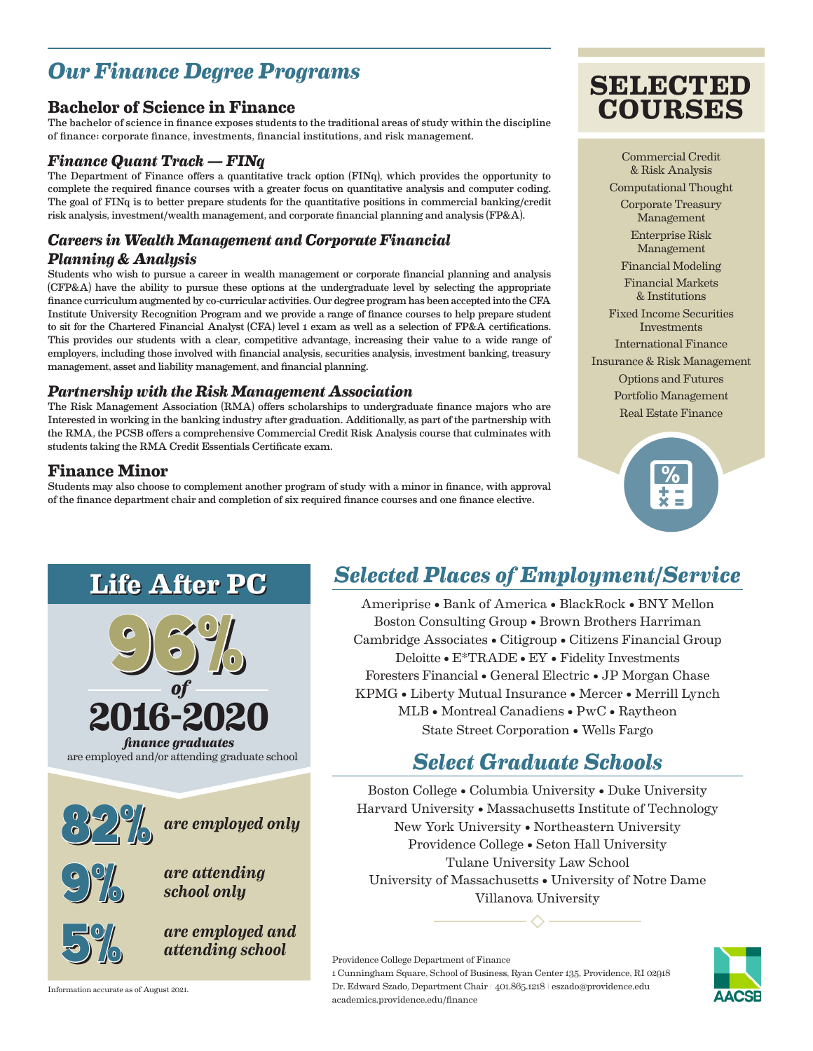## *Our Finance Degree Programs*

### Bachelor of Science in Finance

The bachelor of science in finance exposes students to the traditional areas of study within the discipline of finance: corporate finance, investments, financial institutions, and risk management.

### *Finance Quant Track — FINq*

The Department of Finance offers a quantitative track option (FINq), which provides the opportunity to complete the required finance courses with a greater focus on quantitative analysis and computer coding. The goal of FINq is to better prepare students for the quantitative positions in commercial banking/credit risk analysis, investment/wealth management, and corporate financial planning and analysis (FP&A).

### *Careers in Wealth Management and Corporate Financial Planning & Analysis*

Students who wish to pursue a career in wealth management or corporate financial planning and analysis (CFP&A) have the ability to pursue these options at the undergraduate level by selecting the appropriate finance curriculum augmented by co-curricular activities. Our degree program has been accepted into the CFA Institute University Recognition Program and we provide a range of finance courses to help prepare student to sit for the Chartered Financial Analyst (CFA) level 1 exam as well as a selection of FP&A certifications. This provides our students with a clear, competitive advantage, increasing their value to a wide range of employers, including those involved with financial analysis, securities analysis, investment banking, treasury management, asset and liability management, and financial planning.

### *Partnership with the Risk Management Association*

The Risk Management Association (RMA) offers scholarships to undergraduate finance majors who are Interested in working in the banking industry after graduation. Additionally, as part of the partnership with the RMA, the PCSB offers a comprehensive Commercial Credit Risk Analysis course that culminates with students taking the RMA Credit Essentials Certificate exam.

### Finance Minor

Students may also choose to complement another program of study with a minor in finance, with approval of the finance department chair and completion of six required finance courses and one finance elective.

## SELECTED COURSES

- Commercial Credit & Risk Analysis
- Computational Thought
- Corporate Treasury Management
- Enterprise Risk Management
- Financial Modeling
- Financial Markets & Institutions
- Fixed Income Securities Investments
- International Finance
- Insurance & Risk Management
- Options and Futures
- Portfolio Management
- Real Estate Finance

## Life After PC

**96%** *of* **2016-2020** ***finance graduates*** are employed and/or attending graduate school

**82%** *are employed only*

**9%** *are attending school only*

**5%** *are employed and attending school*

Information accurate as of August 2021.

## *Selected Places of Employment/Service*

Ameriprise • Bank of America • BlackRock • BNY Mellon • Boston Consulting Group • Brown Brothers Harriman • Cambridge Associates • Citigroup • Citizens Financial Group • Deloitte • E*TRADE • EY • Fidelity Investments • Foresters Financial • General Electric • JP Morgan Chase • KPMG • Liberty Mutual Insurance • Mercer • Merrill Lynch • MLB • Montreal Canadiens • PwC • Raytheon • State Street Corporation • Wells Fargo

## *Select Graduate Schools*

Boston College • Columbia University • Duke University • Harvard University • Massachusetts Institute of Technology • New York University • Northeastern University • Providence College • Seton Hall University • Tulane University Law School • University of Massachusetts • University of Notre Dame • Villanova University

Providence College Department of Finance
1 Cunningham Square, School of Business, Ryan Center 135, Providence, RI 02918
Dr. Edward Szado, Department Chair | 401.865.1218 | eszado@providence.edu
academics.providence.edu/finance

AACSB